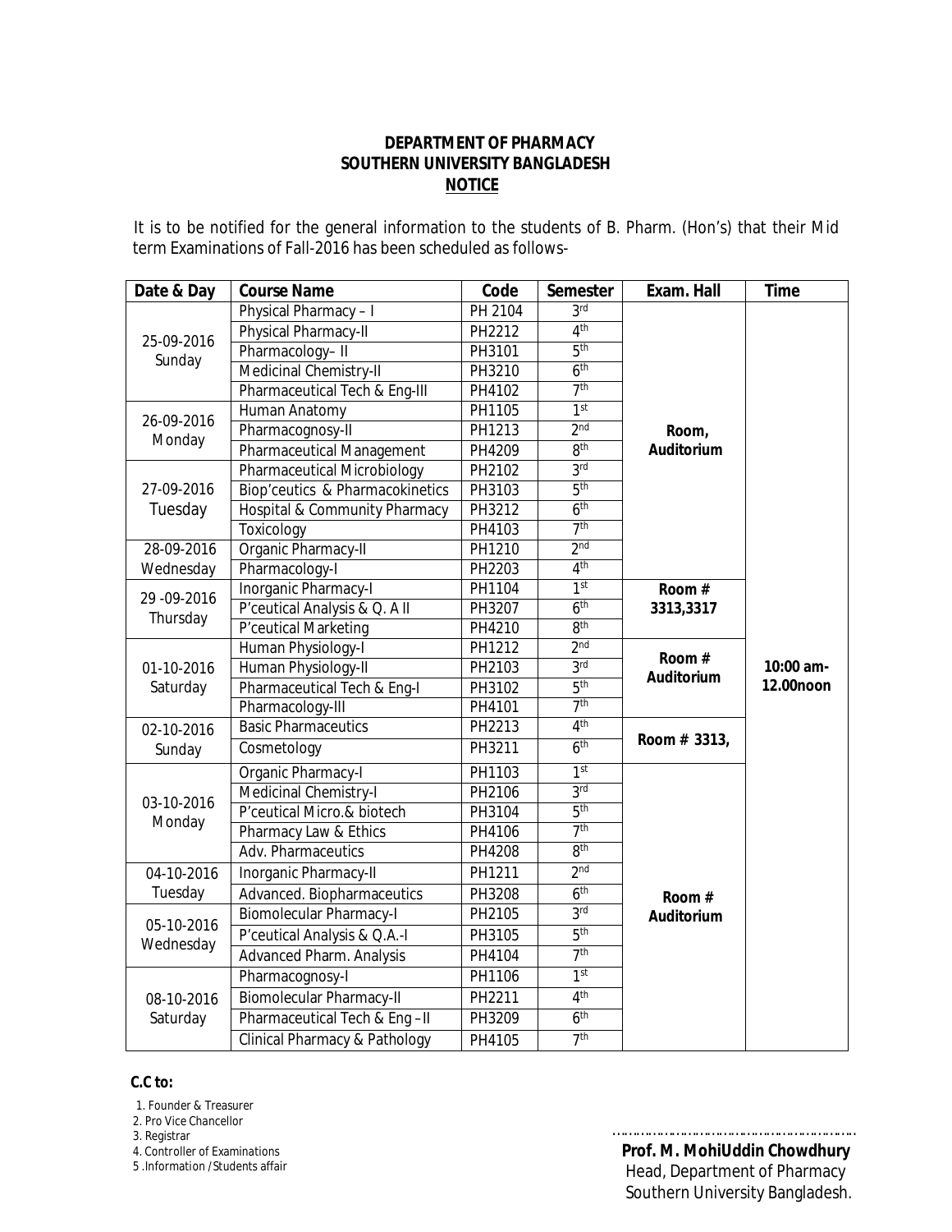**DEPARTMENT OF PHARMACY**
**SOUTHERN UNIVERSITY BANGLADESH**
**NOTICE**

It is to be notified for the general information to the students of B. Pharm. (Hon's) that their Mid term Examinations of Fall-2016 has been scheduled as follows-

| Date & Day | Course Name | Code | Semester | Exam. Hall | Time |
|---|---|---|---|---|---|
| 25-09-2016 Sunday | Physical Pharmacy – I | PH 2104 | 3rd | Room, Auditorium | 10:00 am-12.00noon |
| | Physical Pharmacy-II | PH2212 | 4th | | |
| | Pharmacology– II | PH3101 | 5th | | |
| | Medicinal Chemistry-II | PH3210 | 6th | | |
| | Pharmaceutical Tech & Eng-III | PH4102 | 7th | | |
| 26-09-2016 Monday | Human Anatomy | PH1105 | 1st | | |
| | Pharmacognosy-II | PH1213 | 2nd | | |
| | Pharmaceutical Management | PH4209 | 8th | | |
| 27-09-2016 Tuesday | Pharmaceutical Microbiology | PH2102 | 3rd | | |
| | Biop'ceutics & Pharmacokinetics | PH3103 | 5th | | |
| | Hospital & Community Pharmacy | PH3212 | 6th | | |
| | Toxicology | PH4103 | 7th | | |
| 28-09-2016 Wednesday | Organic Pharmacy-II | PH1210 | 2nd | | |
| | Pharmacology-I | PH2203 | 4th | | |
| 29 -09-2016 Thursday | Inorganic Pharmacy-I | PH1104 | 1st | Room # 3313,3317 | |
| | P'ceutical Analysis & Q. A II | PH3207 | 6th | | |
| | P'ceutical Marketing | PH4210 | 8th | | |
| 01-10-2016 Saturday | Human Physiology-I | PH1212 | 2nd | Room # Auditorium | |
| | Human Physiology-II | PH2103 | 3rd | | |
| | Pharmaceutical Tech & Eng-I | PH3102 | 5th | | |
| | Pharmacology-III | PH4101 | 7th | | |
| 02-10-2016 Sunday | Basic Pharmaceutics | PH2213 | 4th | Room # 3313, | |
| | Cosmetology | PH3211 | 6th | | |
| 03-10-2016 Monday | Organic Pharmacy-I | PH1103 | 1st | Room # Auditorium | |
| | Medicinal Chemistry-I | PH2106 | 3rd | | |
| | P'ceutical Micro.& biotech | PH3104 | 5th | | |
| | Pharmacy Law & Ethics | PH4106 | 7th | | |
| | Adv. Pharmaceutics | PH4208 | 8th | | |
| 04-10-2016 Tuesday | Inorganic Pharmacy-II | PH1211 | 2nd | | |
| | Advanced. Biopharmaceutics | PH3208 | 6th | | |
| 05-10-2016 Wednesday | Biomolecular Pharmacy-I | PH2105 | 3rd | | |
| | P'ceutical Analysis & Q.A.-I | PH3105 | 5th | | |
| | Advanced Pharm. Analysis | PH4104 | 7th | | |
| 08-10-2016 Saturday | Pharmacognosy-I | PH1106 | 1st | | |
| | Biomolecular Pharmacy-II | PH2211 | 4th | | |
| | Pharmaceutical Tech & Eng –II | PH3209 | 6th | | |
| | Clinical Pharmacy & Pathology | PH4105 | 7th | | |

**C.C to:**

1. Founder & Treasurer
2. Pro Vice Chancellor
3. Registrar
4. Controller of Examinations
5. Information /Students affair

……………………………………………………

**Prof. M. MohiUddin Chowdhury**
Head, Department of Pharmacy
Southern University Bangladesh.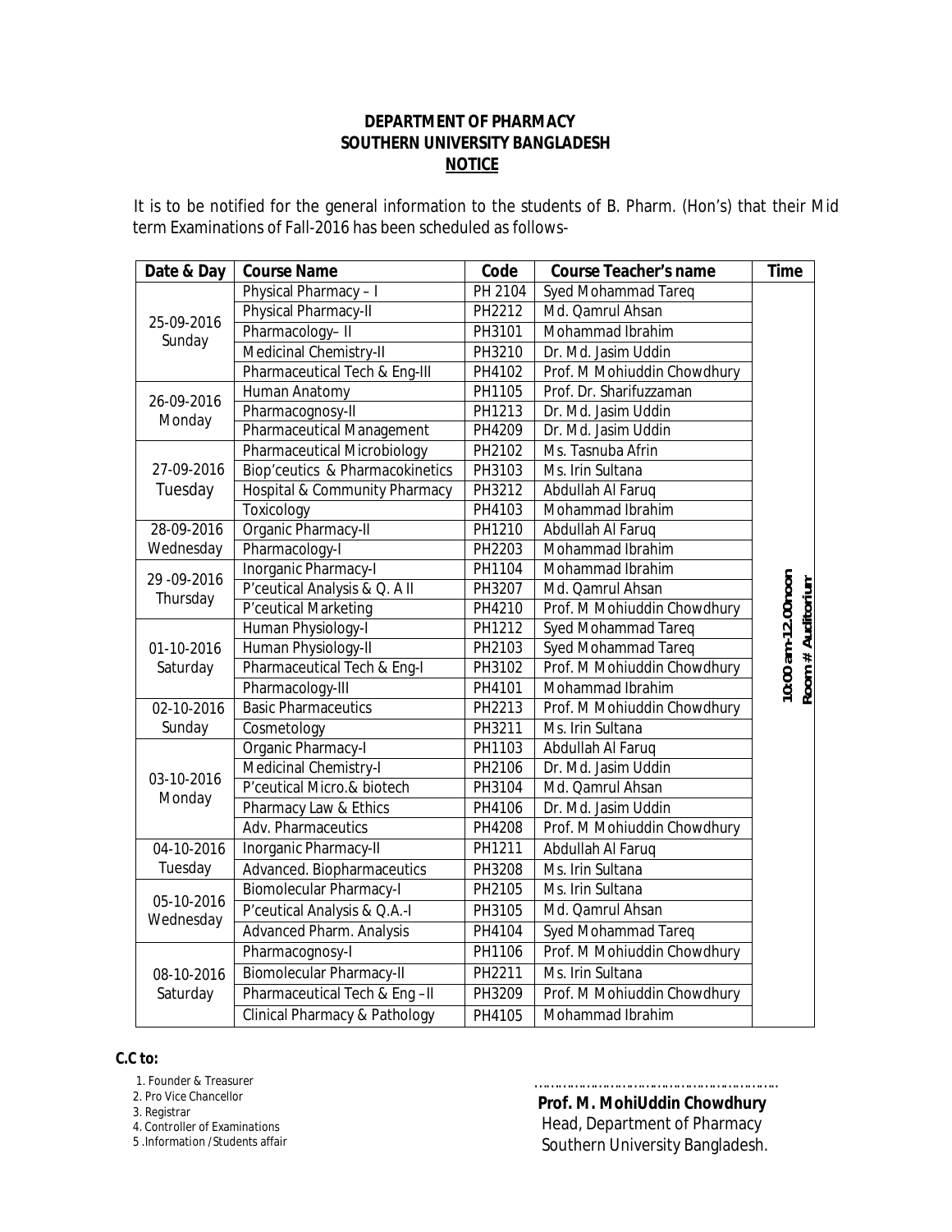**DEPARTMENT OF PHARMACY**
**SOUTHERN UNIVERSITY BANGLADESH**
**NOTICE**

It is to be notified for the general information to the students of B. Pharm. (Hon's) that their Mid term Examinations of Fall-2016 has been scheduled as follows-

| Date & Day | Course Name | Code | Course Teacher's name | Time |
|---|---|---|---|---|
| 25-09-2016 Sunday | Physical Pharmacy – I | PH 2104 | Syed Mohammad Tareq | 10:00 am-12.00noon Room # Auditorium |
| | Physical Pharmacy-II | PH2212 | Md. Qamrul Ahsan | |
| | Pharmacology– II | PH3101 | Mohammad Ibrahim | |
| | Medicinal Chemistry-II | PH3210 | Dr. Md. Jasim Uddin | |
| | Pharmaceutical Tech & Eng-III | PH4102 | Prof. M Mohiuddin Chowdhury | |
| 26-09-2016 Monday | Human Anatomy | PH1105 | Prof. Dr. Sharifuzzaman | |
| | Pharmacognosy-II | PH1213 | Dr. Md. Jasim Uddin | |
| | Pharmaceutical Management | PH4209 | Dr. Md. Jasim Uddin | |
| 27-09-2016 Tuesday | Pharmaceutical Microbiology | PH2102 | Ms. Tasnuba Afrin | |
| | Biop'ceutics & Pharmacokinetics | PH3103 | Ms. Irin Sultana | |
| | Hospital & Community Pharmacy | PH3212 | Abdullah Al Faruq | |
| | Toxicology | PH4103 | Mohammad Ibrahim | |
| 28-09-2016 Wednesday | Organic Pharmacy-II | PH1210 | Abdullah Al Faruq | |
| | Pharmacology-I | PH2203 | Mohammad Ibrahim | |
| 29 -09-2016 Thursday | Inorganic Pharmacy-I | PH1104 | Mohammad Ibrahim | |
| | P'ceutical Analysis & Q. A II | PH3207 | Md. Qamrul Ahsan | |
| | P'ceutical Marketing | PH4210 | Prof. M Mohiuddin Chowdhury | |
| 01-10-2016 Saturday | Human Physiology-I | PH1212 | Syed Mohammad Tareq | |
| | Human Physiology-II | PH2103 | Syed Mohammad Tareq | |
| | Pharmaceutical Tech & Eng-I | PH3102 | Prof. M Mohiuddin Chowdhury | |
| | Pharmacology-III | PH4101 | Mohammad Ibrahim | |
| 02-10-2016 Sunday | Basic Pharmaceutics | PH2213 | Prof. M Mohiuddin Chowdhury | |
| | Cosmetology | PH3211 | Ms. Irin Sultana | |
| 03-10-2016 Monday | Organic Pharmacy-I | PH1103 | Abdullah Al Faruq | |
| | Medicinal Chemistry-I | PH2106 | Dr. Md. Jasim Uddin | |
| | P'ceutical Micro.& biotech | PH3104 | Md. Qamrul Ahsan | |
| | Pharmacy Law & Ethics | PH4106 | Dr. Md. Jasim Uddin | |
| | Adv. Pharmaceutics | PH4208 | Prof. M Mohiuddin Chowdhury | |
| 04-10-2016 Tuesday | Inorganic Pharmacy-II | PH1211 | Abdullah Al Faruq | |
| | Advanced. Biopharmaceutics | PH3208 | Ms. Irin Sultana | |
| 05-10-2016 Wednesday | Biomolecular Pharmacy-I | PH2105 | Ms. Irin Sultana | |
| | P'ceutical Analysis & Q.A.-I | PH3105 | Md. Qamrul Ahsan | |
| | Advanced Pharm. Analysis | PH4104 | Syed Mohammad Tareq | |
| 08-10-2016 Saturday | Pharmacognosy-I | PH1106 | Prof. M Mohiuddin Chowdhury | |
| | Biomolecular Pharmacy-II | PH2211 | Ms. Irin Sultana | |
| | Pharmaceutical Tech & Eng –II | PH3209 | Prof. M Mohiuddin Chowdhury | |
| | Clinical Pharmacy & Pathology | PH4105 | Mohammad Ibrahim | |

**C.C to:**

1. Founder & Treasurer
2. Pro Vice Chancellor
3. Registrar
4. Controller of Examinations
5. Information /Students affair

…………………………………………………

**Prof. M. MohiUddin Chowdhury**
Head, Department of Pharmacy
Southern University Bangladesh.